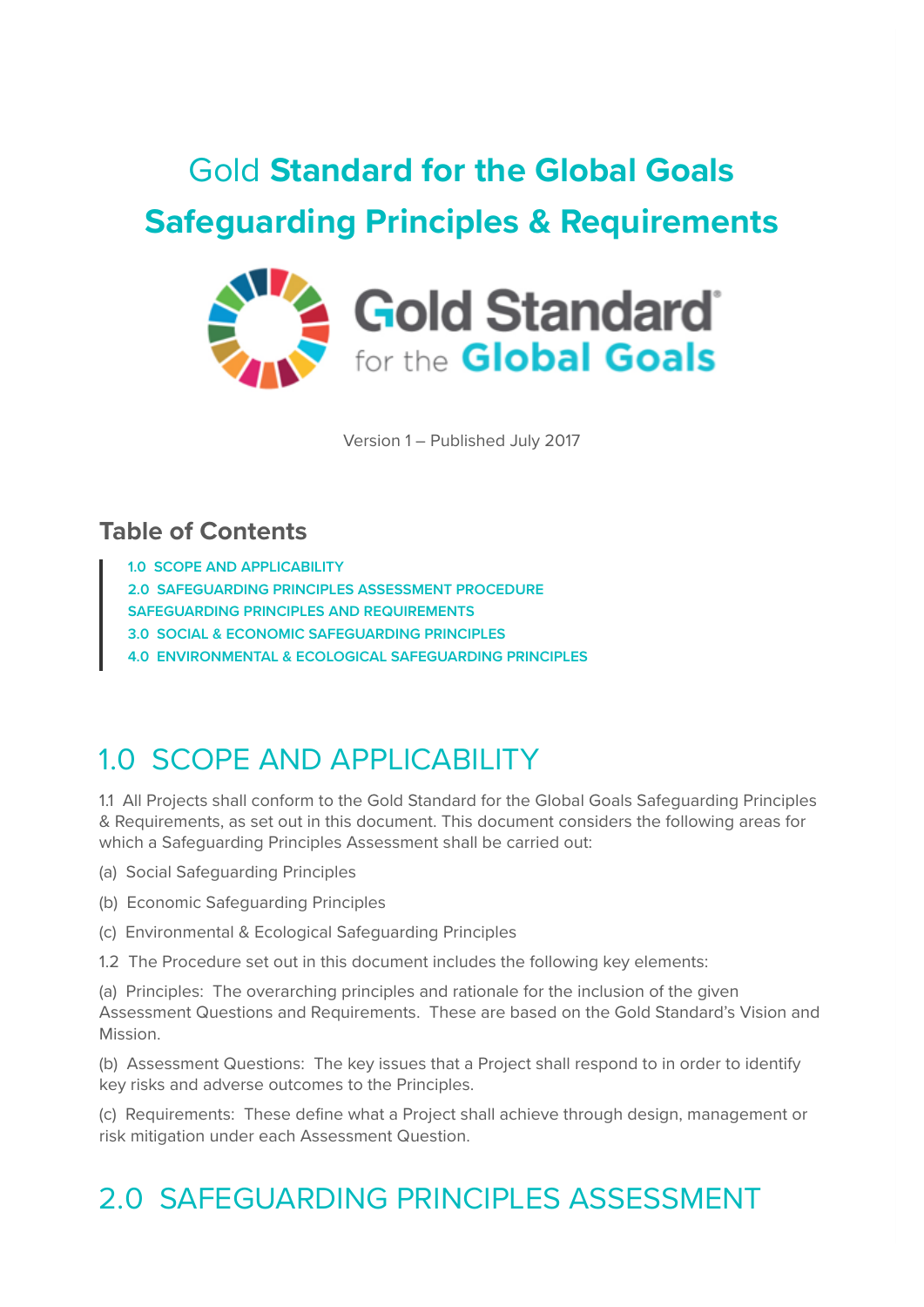# Gold Standard for the Global Goals Safeguarding Principles & Requirements

Version 1 – Published July 2017

## Table of Contents

- 1.0 SCOPE AND APPLICABILITY
- 2.0 SAFEGUARDING PRINCIPLES ASSESSMENT PROCEDURE
- SAFEGUARDING PRINCIPLES AND REQUIREMENTS
- 3.0 SOCIAL & ECONOMIC SAFEGUARDING PRINCIPLES
- 4.0 ENVIRONMENTAL & ECOLOGICAL SAFEGUARDING PRINCIPLES

## 1.0 SCOPE AND APPLICABILITY

1.1 All Projects shall conform to the Gold Standard for the Global Goals Safeguarding Principles & Requirements, as set out in this document. This document considers the following areas for which a Safeguarding Principles Assessment shall be carried out:

(a) Social Safeguarding Principles

(b) Economic Safeguarding Principles

(c) Environmental & Ecological Safeguarding Principles

1.2 The Procedure set out in this document includes the following key elements:

(a) Principles: The overarching principles and rationale for the inclusion of the given Assessment Questions and Requirements. These are based on the Gold Standard's Vision and Mission.

(b) Assessment Questions: The key issues that a Project shall respond to in order to identify key risks and adverse outcomes to the Principles.

(c) Requirements: These define what a Project shall achieve through design, management or risk mitigation under each Assessment Question.

## 2.0 SAFEGUARDING PRINCIPLES ASSESSMENT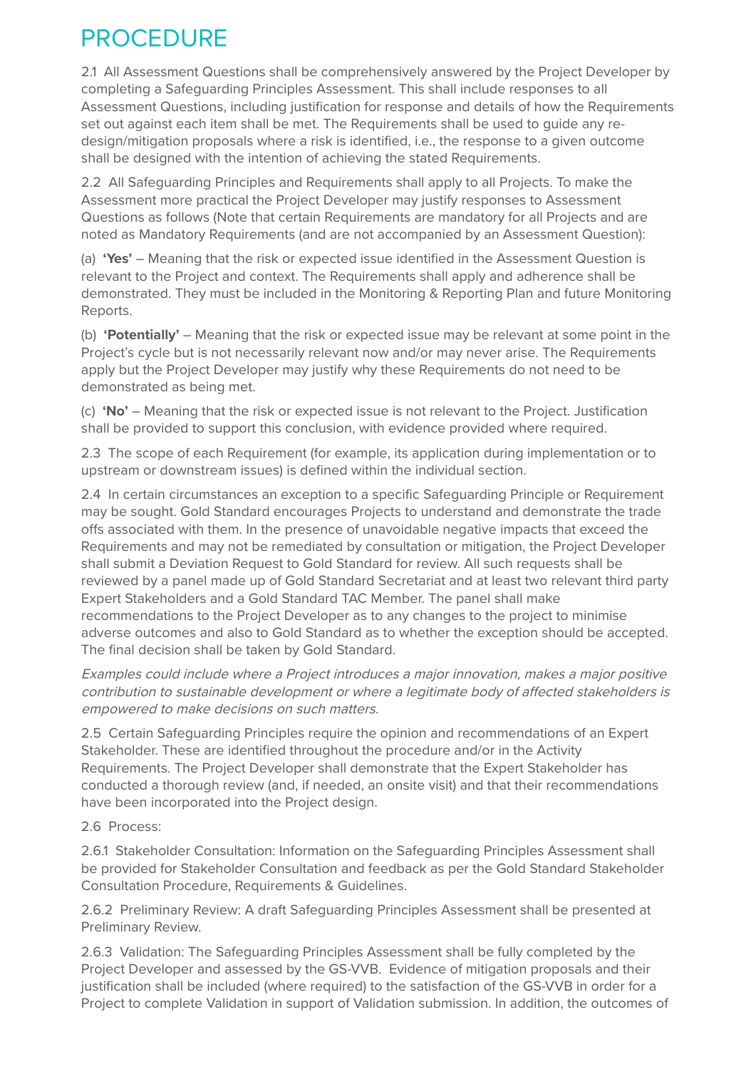# PROCEDURE

2.1 All Assessment Questions shall be comprehensively answered by the Project Developer by completing a Safeguarding Principles Assessment. This shall include responses to all Assessment Questions, including justification for response and details of how the Requirements set out against each item shall be met. The Requirements shall be used to guide any re-design/mitigation proposals where a risk is identified, i.e., the response to a given outcome shall be designed with the intention of achieving the stated Requirements.

2.2 All Safeguarding Principles and Requirements shall apply to all Projects. To make the Assessment more practical the Project Developer may justify responses to Assessment Questions as follows (Note that certain Requirements are mandatory for all Projects and are noted as Mandatory Requirements (and are not accompanied by an Assessment Question):

(a) **'Yes'** – Meaning that the risk or expected issue identified in the Assessment Question is relevant to the Project and context. The Requirements shall apply and adherence shall be demonstrated. They must be included in the Monitoring & Reporting Plan and future Monitoring Reports.

(b) **'Potentially'** – Meaning that the risk or expected issue may be relevant at some point in the Project's cycle but is not necessarily relevant now and/or may never arise. The Requirements apply but the Project Developer may justify why these Requirements do not need to be demonstrated as being met.

(c) **'No'** – Meaning that the risk or expected issue is not relevant to the Project. Justification shall be provided to support this conclusion, with evidence provided where required.

2.3 The scope of each Requirement (for example, its application during implementation or to upstream or downstream issues) is defined within the individual section.

2.4 In certain circumstances an exception to a specific Safeguarding Principle or Requirement may be sought. Gold Standard encourages Projects to understand and demonstrate the trade offs associated with them. In the presence of unavoidable negative impacts that exceed the Requirements and may not be remediated by consultation or mitigation, the Project Developer shall submit a Deviation Request to Gold Standard for review. All such requests shall be reviewed by a panel made up of Gold Standard Secretariat and at least two relevant third party Expert Stakeholders and a Gold Standard TAC Member. The panel shall make recommendations to the Project Developer as to any changes to the project to minimise adverse outcomes and also to Gold Standard as to whether the exception should be accepted. The final decision shall be taken by Gold Standard.

*Examples could include where a Project introduces a major innovation, makes a major positive contribution to sustainable development or where a legitimate body of affected stakeholders is empowered to make decisions on such matters.*

2.5 Certain Safeguarding Principles require the opinion and recommendations of an Expert Stakeholder. These are identified throughout the procedure and/or in the Activity Requirements. The Project Developer shall demonstrate that the Expert Stakeholder has conducted a thorough review (and, if needed, an onsite visit) and that their recommendations have been incorporated into the Project design.

2.6 Process:

2.6.1 Stakeholder Consultation: Information on the Safeguarding Principles Assessment shall be provided for Stakeholder Consultation and feedback as per the Gold Standard Stakeholder Consultation Procedure, Requirements & Guidelines.

2.6.2 Preliminary Review: A draft Safeguarding Principles Assessment shall be presented at Preliminary Review.

2.6.3 Validation: The Safeguarding Principles Assessment shall be fully completed by the Project Developer and assessed by the GS-VVB. Evidence of mitigation proposals and their justification shall be included (where required) to the satisfaction of the GS-VVB in order for a Project to complete Validation in support of Validation submission. In addition, the outcomes of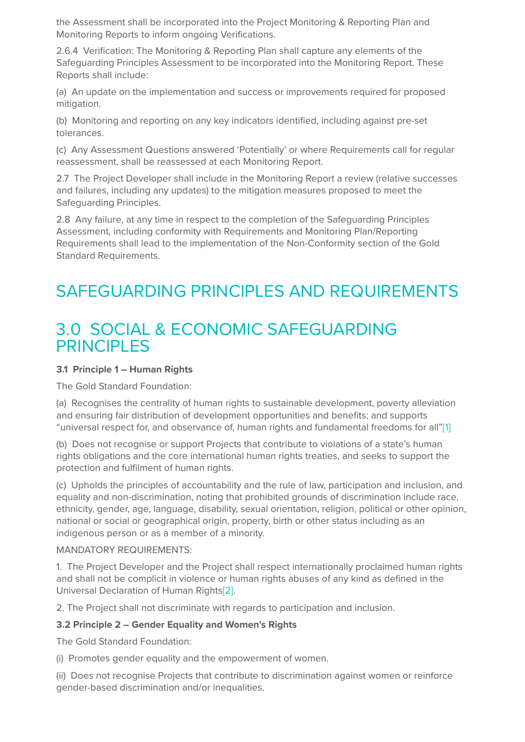the Assessment shall be incorporated into the Project Monitoring & Reporting Plan and Monitoring Reports to inform ongoing Verifications.

2.6.4 Verification: The Monitoring & Reporting Plan shall capture any elements of the Safeguarding Principles Assessment to be incorporated into the Monitoring Report. These Reports shall include:

(a) An update on the implementation and success or improvements required for proposed mitigation.

(b) Monitoring and reporting on any key indicators identified, including against pre-set tolerances.

(c) Any Assessment Questions answered 'Potentially' or where Requirements call for regular reassessment, shall be reassessed at each Monitoring Report.

2.7 The Project Developer shall include in the Monitoring Report a review (relative successes and failures, including any updates) to the mitigation measures proposed to meet the Safeguarding Principles.

2.8 Any failure, at any time in respect to the completion of the Safeguarding Principles Assessment, including conformity with Requirements and Monitoring Plan/Reporting Requirements shall lead to the implementation of the Non-Conformity section of the Gold Standard Requirements.

# SAFEGUARDING PRINCIPLES AND REQUIREMENTS

# 3.0 SOCIAL & ECONOMIC SAFEGUARDING PRINCIPLES

**3.1 Principle 1 – Human Rights**

The Gold Standard Foundation:

(a) Recognises the centrality of human rights to sustainable development, poverty alleviation and ensuring fair distribution of development opportunities and benefits; and supports "universal respect for, and observance of, human rights and fundamental freedoms for all"[1]

(b) Does not recognise or support Projects that contribute to violations of a state's human rights obligations and the core international human rights treaties, and seeks to support the protection and fulfilment of human rights.

(c) Upholds the principles of accountability and the rule of law, participation and inclusion, and equality and non-discrimination, noting that prohibited grounds of discrimination include race, ethnicity, gender, age, language, disability, sexual orientation, religion, political or other opinion, national or social or geographical origin, property, birth or other status including as an indigenous person or as a member of a minority.

MANDATORY REQUIREMENTS:

1. The Project Developer and the Project shall respect internationally proclaimed human rights and shall not be complicit in violence or human rights abuses of any kind as defined in the Universal Declaration of Human Rights[2].

2. The Project shall not discriminate with regards to participation and inclusion.

**3.2 Principle 2 – Gender Equality and Women's Rights**

The Gold Standard Foundation:

(i) Promotes gender equality and the empowerment of women.

(ii) Does not recognise Projects that contribute to discrimination against women or reinforce gender-based discrimination and/or inequalities.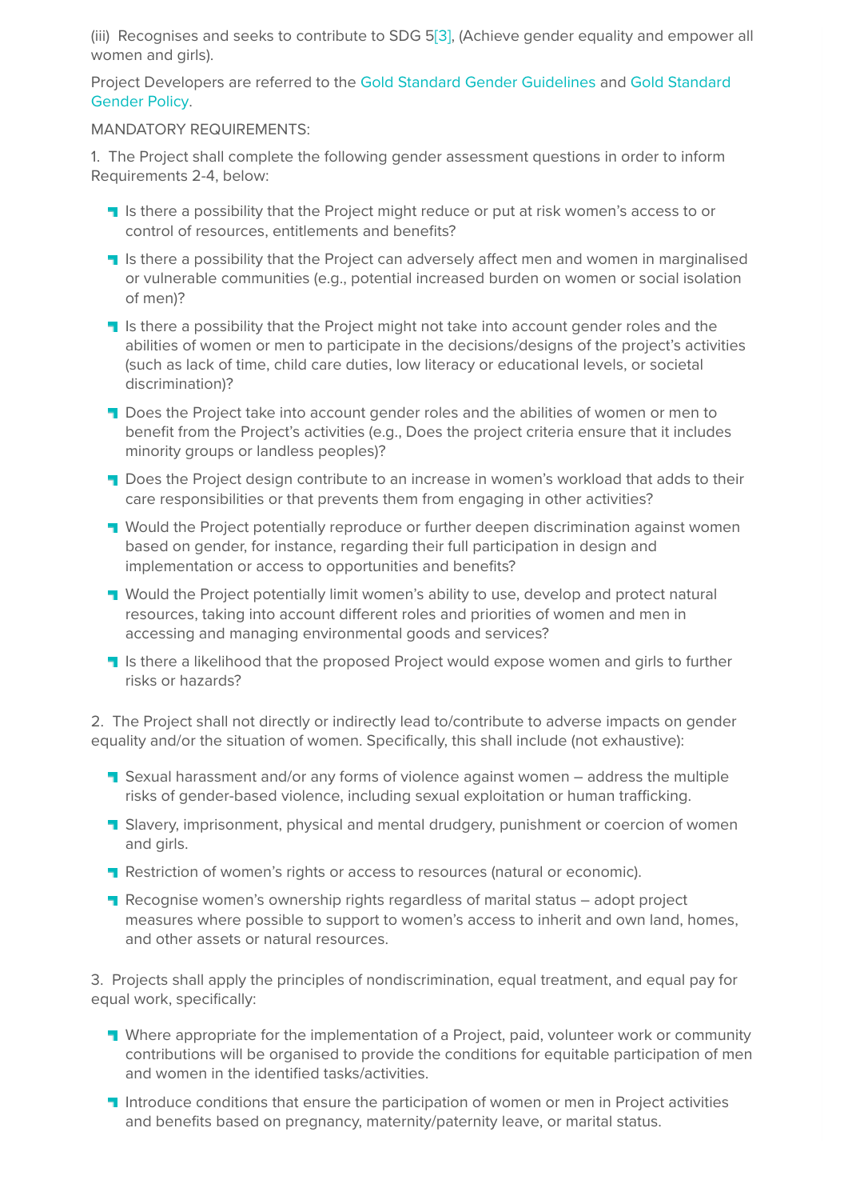(iii) Recognises and seeks to contribute to SDG 5[3], (Achieve gender equality and empower all women and girls).

Project Developers are referred to the Gold Standard Gender Guidelines and Gold Standard Gender Policy.

MANDATORY REQUIREMENTS:

1. The Project shall complete the following gender assessment questions in order to inform Requirements 2-4, below:

- Is there a possibility that the Project might reduce or put at risk women's access to or control of resources, entitlements and benefits?
- Is there a possibility that the Project can adversely affect men and women in marginalised or vulnerable communities (e.g., potential increased burden on women or social isolation of men)?
- Is there a possibility that the Project might not take into account gender roles and the abilities of women or men to participate in the decisions/designs of the project's activities (such as lack of time, child care duties, low literacy or educational levels, or societal discrimination)?
- Does the Project take into account gender roles and the abilities of women or men to benefit from the Project's activities (e.g., Does the project criteria ensure that it includes minority groups or landless peoples)?
- Does the Project design contribute to an increase in women's workload that adds to their care responsibilities or that prevents them from engaging in other activities?
- Would the Project potentially reproduce or further deepen discrimination against women based on gender, for instance, regarding their full participation in design and implementation or access to opportunities and benefits?
- Would the Project potentially limit women's ability to use, develop and protect natural resources, taking into account different roles and priorities of women and men in accessing and managing environmental goods and services?
- Is there a likelihood that the proposed Project would expose women and girls to further risks or hazards?

2. The Project shall not directly or indirectly lead to/contribute to adverse impacts on gender equality and/or the situation of women. Specifically, this shall include (not exhaustive):

- Sexual harassment and/or any forms of violence against women – address the multiple risks of gender-based violence, including sexual exploitation or human trafficking.
- Slavery, imprisonment, physical and mental drudgery, punishment or coercion of women and girls.
- Restriction of women's rights or access to resources (natural or economic).
- Recognise women's ownership rights regardless of marital status – adopt project measures where possible to support to women's access to inherit and own land, homes, and other assets or natural resources.

3. Projects shall apply the principles of nondiscrimination, equal treatment, and equal pay for equal work, specifically:

- Where appropriate for the implementation of a Project, paid, volunteer work or community contributions will be organised to provide the conditions for equitable participation of men and women in the identified tasks/activities.
- Introduce conditions that ensure the participation of women or men in Project activities and benefits based on pregnancy, maternity/paternity leave, or marital status.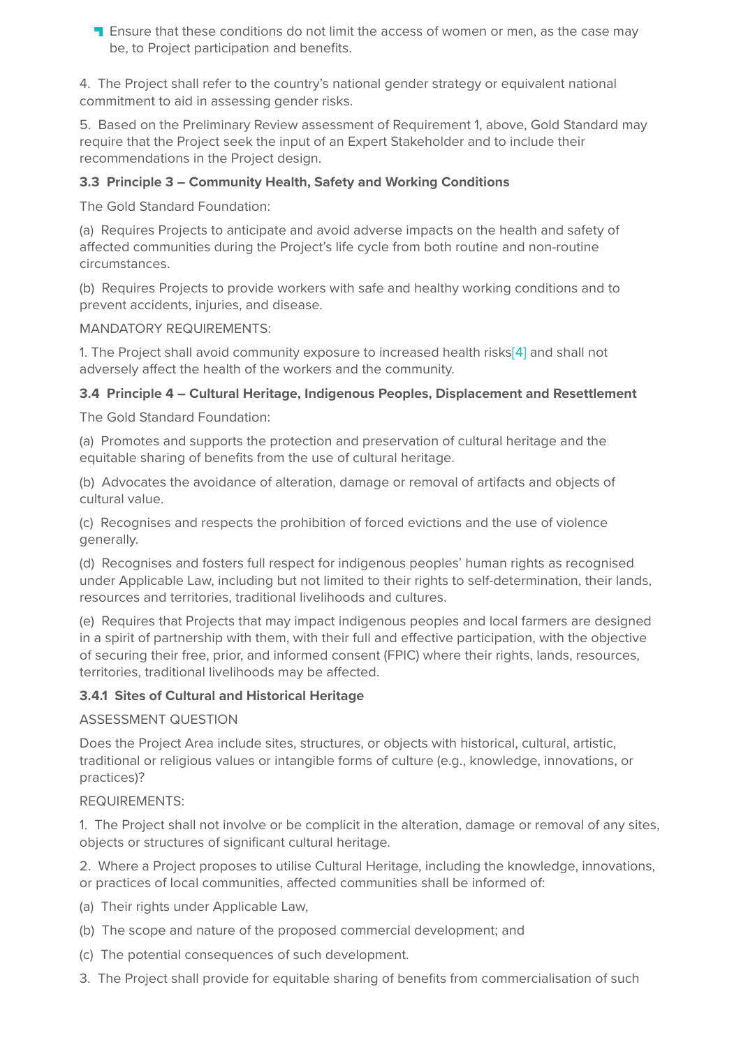- Ensure that these conditions do not limit the access of women or men, as the case may be, to Project participation and benefits.

4. The Project shall refer to the country's national gender strategy or equivalent national commitment to aid in assessing gender risks.

5. Based on the Preliminary Review assessment of Requirement 1, above, Gold Standard may require that the Project seek the input of an Expert Stakeholder and to include their recommendations in the Project design.

### 3.3 Principle 3 – Community Health, Safety and Working Conditions

The Gold Standard Foundation:

(a) Requires Projects to anticipate and avoid adverse impacts on the health and safety of affected communities during the Project's life cycle from both routine and non-routine circumstances.

(b) Requires Projects to provide workers with safe and healthy working conditions and to prevent accidents, injuries, and disease.

MANDATORY REQUIREMENTS:

1. The Project shall avoid community exposure to increased health risks[4] and shall not adversely affect the health of the workers and the community.

### 3.4 Principle 4 – Cultural Heritage, Indigenous Peoples, Displacement and Resettlement

The Gold Standard Foundation:

(a) Promotes and supports the protection and preservation of cultural heritage and the equitable sharing of benefits from the use of cultural heritage.

(b) Advocates the avoidance of alteration, damage or removal of artifacts and objects of cultural value.

(c) Recognises and respects the prohibition of forced evictions and the use of violence generally.

(d) Recognises and fosters full respect for indigenous peoples' human rights as recognised under Applicable Law, including but not limited to their rights to self-determination, their lands, resources and territories, traditional livelihoods and cultures.

(e) Requires that Projects that may impact indigenous peoples and local farmers are designed in a spirit of partnership with them, with their full and effective participation, with the objective of securing their free, prior, and informed consent (FPIC) where their rights, lands, resources, territories, traditional livelihoods may be affected.

#### 3.4.1 Sites of Cultural and Historical Heritage

ASSESSMENT QUESTION

Does the Project Area include sites, structures, or objects with historical, cultural, artistic, traditional or religious values or intangible forms of culture (e.g., knowledge, innovations, or practices)?

REQUIREMENTS:

1. The Project shall not involve or be complicit in the alteration, damage or removal of any sites, objects or structures of significant cultural heritage.

2. Where a Project proposes to utilise Cultural Heritage, including the knowledge, innovations, or practices of local communities, affected communities shall be informed of:

(a) Their rights under Applicable Law,

(b) The scope and nature of the proposed commercial development; and

(c) The potential consequences of such development.

3. The Project shall provide for equitable sharing of benefits from commercialisation of such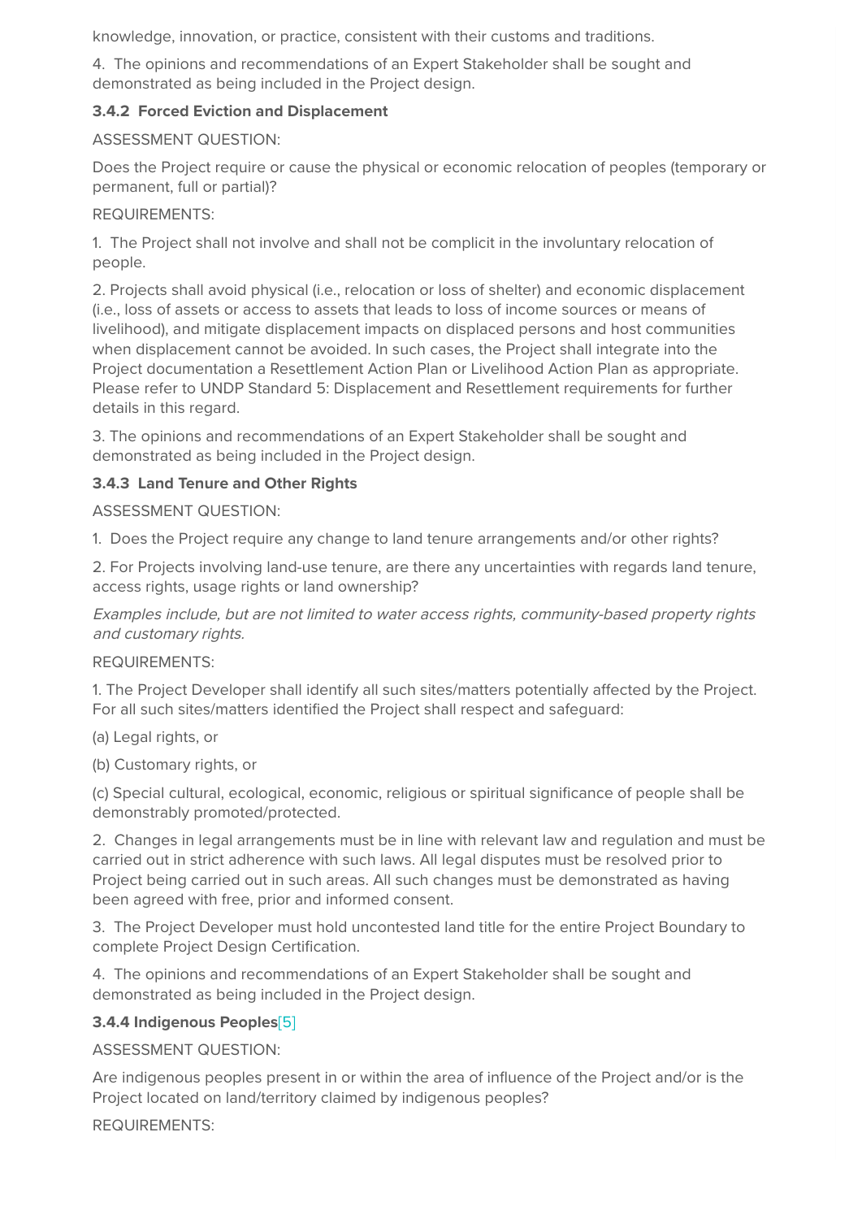knowledge, innovation, or practice, consistent with their customs and traditions.

4. The opinions and recommendations of an Expert Stakeholder shall be sought and demonstrated as being included in the Project design.

#### 3.4.2 Forced Eviction and Displacement

ASSESSMENT QUESTION:

Does the Project require or cause the physical or economic relocation of peoples (temporary or permanent, full or partial)?

REQUIREMENTS:

1. The Project shall not involve and shall not be complicit in the involuntary relocation of people.

2. Projects shall avoid physical (i.e., relocation or loss of shelter) and economic displacement (i.e., loss of assets or access to assets that leads to loss of income sources or means of livelihood), and mitigate displacement impacts on displaced persons and host communities when displacement cannot be avoided. In such cases, the Project shall integrate into the Project documentation a Resettlement Action Plan or Livelihood Action Plan as appropriate. Please refer to UNDP Standard 5: Displacement and Resettlement requirements for further details in this regard.

3. The opinions and recommendations of an Expert Stakeholder shall be sought and demonstrated as being included in the Project design.

#### 3.4.3 Land Tenure and Other Rights

ASSESSMENT QUESTION:

1. Does the Project require any change to land tenure arrangements and/or other rights?

2. For Projects involving land-use tenure, are there any uncertainties with regards land tenure, access rights, usage rights or land ownership?

*Examples include, but are not limited to water access rights, community-based property rights and customary rights.*

REQUIREMENTS:

1. The Project Developer shall identify all such sites/matters potentially affected by the Project. For all such sites/matters identified the Project shall respect and safeguard:

(a) Legal rights, or

(b) Customary rights, or

(c) Special cultural, ecological, economic, religious or spiritual significance of people shall be demonstrably promoted/protected.

2. Changes in legal arrangements must be in line with relevant law and regulation and must be carried out in strict adherence with such laws. All legal disputes must be resolved prior to Project being carried out in such areas. All such changes must be demonstrated as having been agreed with free, prior and informed consent.

3. The Project Developer must hold uncontested land title for the entire Project Boundary to complete Project Design Certification.

4. The opinions and recommendations of an Expert Stakeholder shall be sought and demonstrated as being included in the Project design.

#### 3.4.4 Indigenous Peoples[5]

ASSESSMENT QUESTION:

Are indigenous peoples present in or within the area of influence of the Project and/or is the Project located on land/territory claimed by indigenous peoples?

REQUIREMENTS: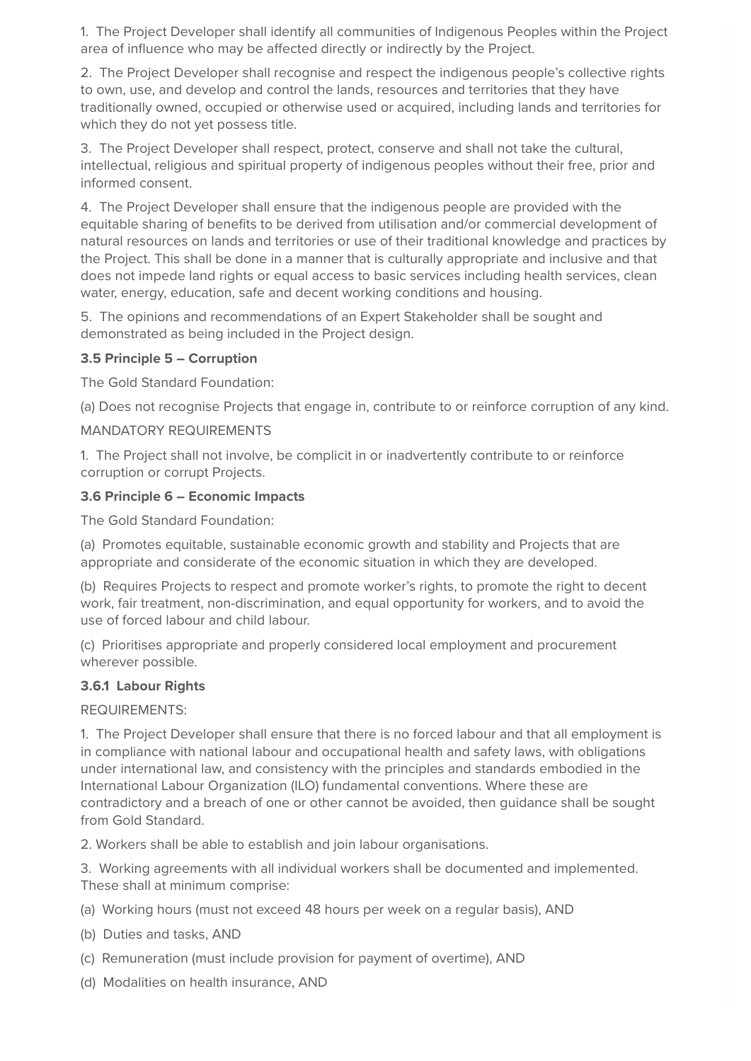1. The Project Developer shall identify all communities of Indigenous Peoples within the Project area of influence who may be affected directly or indirectly by the Project.

2. The Project Developer shall recognise and respect the indigenous people's collective rights to own, use, and develop and control the lands, resources and territories that they have traditionally owned, occupied or otherwise used or acquired, including lands and territories for which they do not yet possess title.

3. The Project Developer shall respect, protect, conserve and shall not take the cultural, intellectual, religious and spiritual property of indigenous peoples without their free, prior and informed consent.

4. The Project Developer shall ensure that the indigenous people are provided with the equitable sharing of benefits to be derived from utilisation and/or commercial development of natural resources on lands and territories or use of their traditional knowledge and practices by the Project. This shall be done in a manner that is culturally appropriate and inclusive and that does not impede land rights or equal access to basic services including health services, clean water, energy, education, safe and decent working conditions and housing.

5. The opinions and recommendations of an Expert Stakeholder shall be sought and demonstrated as being included in the Project design.

### 3.5 Principle 5 – Corruption

The Gold Standard Foundation:

(a) Does not recognise Projects that engage in, contribute to or reinforce corruption of any kind.

MANDATORY REQUIREMENTS

1. The Project shall not involve, be complicit in or inadvertently contribute to or reinforce corruption or corrupt Projects.

### 3.6 Principle 6 – Economic Impacts

The Gold Standard Foundation:

(a) Promotes equitable, sustainable economic growth and stability and Projects that are appropriate and considerate of the economic situation in which they are developed.

(b) Requires Projects to respect and promote worker's rights, to promote the right to decent work, fair treatment, non-discrimination, and equal opportunity for workers, and to avoid the use of forced labour and child labour.

(c) Prioritises appropriate and properly considered local employment and procurement wherever possible.

#### 3.6.1 Labour Rights

REQUIREMENTS:

1. The Project Developer shall ensure that there is no forced labour and that all employment is in compliance with national labour and occupational health and safety laws, with obligations under international law, and consistency with the principles and standards embodied in the International Labour Organization (ILO) fundamental conventions. Where these are contradictory and a breach of one or other cannot be avoided, then guidance shall be sought from Gold Standard.

2. Workers shall be able to establish and join labour organisations.

3. Working agreements with all individual workers shall be documented and implemented. These shall at minimum comprise:

(a) Working hours (must not exceed 48 hours per week on a regular basis), AND

(b) Duties and tasks, AND

(c) Remuneration (must include provision for payment of overtime), AND

(d) Modalities on health insurance, AND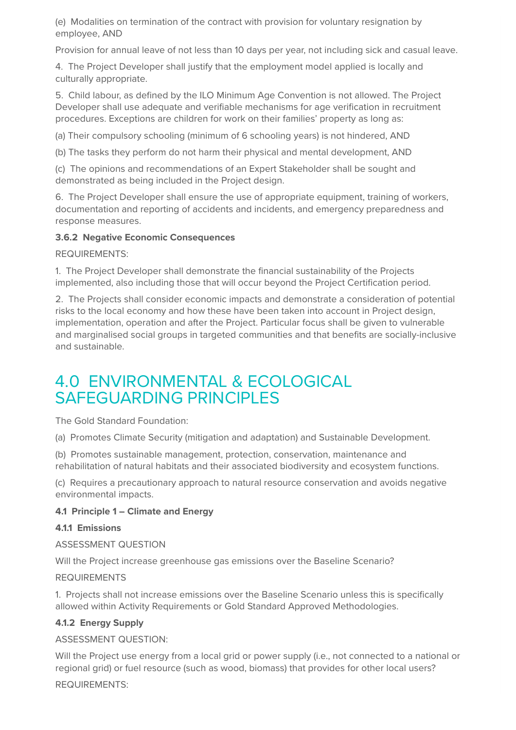(e) Modalities on termination of the contract with provision for voluntary resignation by employee, AND

Provision for annual leave of not less than 10 days per year, not including sick and casual leave.

4. The Project Developer shall justify that the employment model applied is locally and culturally appropriate.

5. Child labour, as defined by the ILO Minimum Age Convention is not allowed. The Project Developer shall use adequate and verifiable mechanisms for age verification in recruitment procedures. Exceptions are children for work on their families' property as long as:

(a) Their compulsory schooling (minimum of 6 schooling years) is not hindered, AND

(b) The tasks they perform do not harm their physical and mental development, AND

(c) The opinions and recommendations of an Expert Stakeholder shall be sought and demonstrated as being included in the Project design.

6. The Project Developer shall ensure the use of appropriate equipment, training of workers, documentation and reporting of accidents and incidents, and emergency preparedness and response measures.

#### 3.6.2 Negative Economic Consequences

REQUIREMENTS:

1. The Project Developer shall demonstrate the financial sustainability of the Projects implemented, also including those that will occur beyond the Project Certification period.

2. The Projects shall consider economic impacts and demonstrate a consideration of potential risks to the local economy and how these have been taken into account in Project design, implementation, operation and after the Project. Particular focus shall be given to vulnerable and marginalised social groups in targeted communities and that benefits are socially-inclusive and sustainable.

## 4.0 ENVIRONMENTAL & ECOLOGICAL SAFEGUARDING PRINCIPLES

The Gold Standard Foundation:

(a) Promotes Climate Security (mitigation and adaptation) and Sustainable Development.

(b) Promotes sustainable management, protection, conservation, maintenance and rehabilitation of natural habitats and their associated biodiversity and ecosystem functions.

(c) Requires a precautionary approach to natural resource conservation and avoids negative environmental impacts.

### 4.1 Principle 1 – Climate and Energy

#### 4.1.1 Emissions

ASSESSMENT QUESTION

Will the Project increase greenhouse gas emissions over the Baseline Scenario?

REQUIREMENTS

1. Projects shall not increase emissions over the Baseline Scenario unless this is specifically allowed within Activity Requirements or Gold Standard Approved Methodologies.

#### 4.1.2 Energy Supply

ASSESSMENT QUESTION:

Will the Project use energy from a local grid or power supply (i.e., not connected to a national or regional grid) or fuel resource (such as wood, biomass) that provides for other local users?

REQUIREMENTS: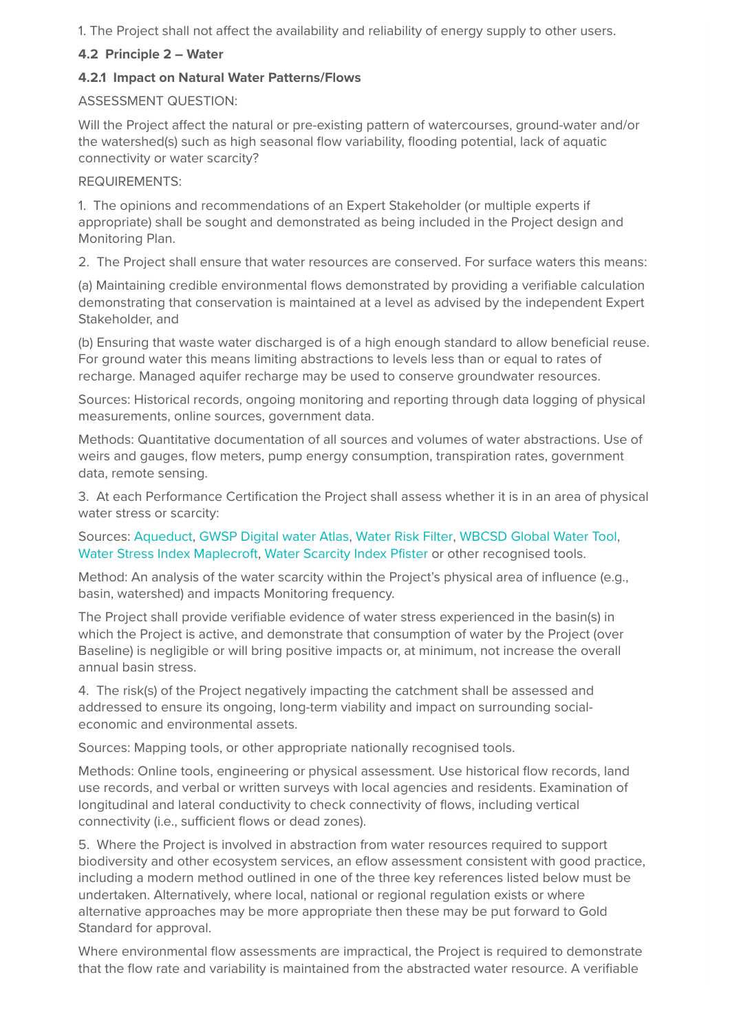1. The Project shall not affect the availability and reliability of energy supply to other users.

### 4.2 Principle 2 – Water

#### 4.2.1 Impact on Natural Water Patterns/Flows

ASSESSMENT QUESTION:

Will the Project affect the natural or pre-existing pattern of watercourses, ground-water and/or the watershed(s) such as high seasonal flow variability, flooding potential, lack of aquatic connectivity or water scarcity?

REQUIREMENTS:

1. The opinions and recommendations of an Expert Stakeholder (or multiple experts if appropriate) shall be sought and demonstrated as being included in the Project design and Monitoring Plan.

2. The Project shall ensure that water resources are conserved. For surface waters this means:

(a) Maintaining credible environmental flows demonstrated by providing a verifiable calculation demonstrating that conservation is maintained at a level as advised by the independent Expert Stakeholder, and

(b) Ensuring that waste water discharged is of a high enough standard to allow beneficial reuse. For ground water this means limiting abstractions to levels less than or equal to rates of recharge. Managed aquifer recharge may be used to conserve groundwater resources.

Sources: Historical records, ongoing monitoring and reporting through data logging of physical measurements, online sources, government data.

Methods: Quantitative documentation of all sources and volumes of water abstractions. Use of weirs and gauges, flow meters, pump energy consumption, transpiration rates, government data, remote sensing.

3. At each Performance Certification the Project shall assess whether it is in an area of physical water stress or scarcity:

Sources: Aqueduct, GWSP Digital water Atlas, Water Risk Filter, WBCSD Global Water Tool, Water Stress Index Maplecroft, Water Scarcity Index Pfister or other recognised tools.

Method: An analysis of the water scarcity within the Project's physical area of influence (e.g., basin, watershed) and impacts Monitoring frequency.

The Project shall provide verifiable evidence of water stress experienced in the basin(s) in which the Project is active, and demonstrate that consumption of water by the Project (over Baseline) is negligible or will bring positive impacts or, at minimum, not increase the overall annual basin stress.

4. The risk(s) of the Project negatively impacting the catchment shall be assessed and addressed to ensure its ongoing, long-term viability and impact on surrounding social-economic and environmental assets.

Sources: Mapping tools, or other appropriate nationally recognised tools.

Methods: Online tools, engineering or physical assessment. Use historical flow records, land use records, and verbal or written surveys with local agencies and residents. Examination of longitudinal and lateral conductivity to check connectivity of flows, including vertical connectivity (i.e., sufficient flows or dead zones).

5. Where the Project is involved in abstraction from water resources required to support biodiversity and other ecosystem services, an eflow assessment consistent with good practice, including a modern method outlined in one of the three key references listed below must be undertaken. Alternatively, where local, national or regional regulation exists or where alternative approaches may be more appropriate then these may be put forward to Gold Standard for approval.

Where environmental flow assessments are impractical, the Project is required to demonstrate that the flow rate and variability is maintained from the abstracted water resource. A verifiable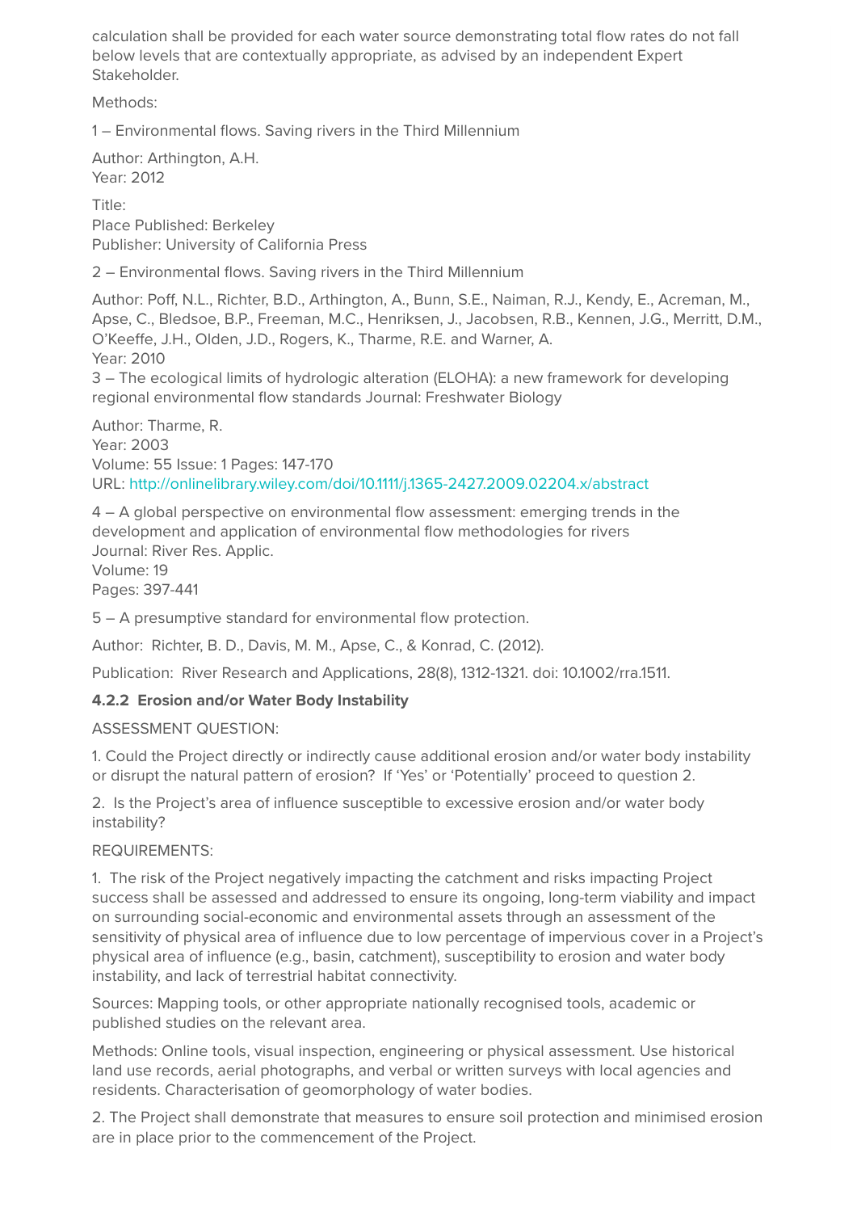calculation shall be provided for each water source demonstrating total flow rates do not fall below levels that are contextually appropriate, as advised by an independent Expert Stakeholder.

Methods:

1 – Environmental flows. Saving rivers in the Third Millennium

Author: Arthington, A.H.
Year: 2012

Title:
Place Published: Berkeley
Publisher: University of California Press

2 – Environmental flows. Saving rivers in the Third Millennium

Author: Poff, N.L., Richter, B.D., Arthington, A., Bunn, S.E., Naiman, R.J., Kendy, E., Acreman, M., Apse, C., Bledsoe, B.P., Freeman, M.C., Henriksen, J., Jacobsen, R.B., Kennen, J.G., Merritt, D.M., O'Keeffe, J.H., Olden, J.D., Rogers, K., Tharme, R.E. and Warner, A.
Year: 2010
3 – The ecological limits of hydrologic alteration (ELOHA): a new framework for developing regional environmental flow standards Journal: Freshwater Biology

Author: Tharme, R.
Year: 2003
Volume: 55 Issue: 1 Pages: 147-170
URL: http://onlinelibrary.wiley.com/doi/10.1111/j.1365-2427.2009.02204.x/abstract

4 – A global perspective on environmental flow assessment: emerging trends in the development and application of environmental flow methodologies for rivers
Journal: River Res. Applic.
Volume: 19
Pages: 397-441

5 – A presumptive standard for environmental flow protection.

Author: Richter, B. D., Davis, M. M., Apse, C., & Konrad, C. (2012).

Publication: River Research and Applications, 28(8), 1312-1321. doi: 10.1002/rra.1511.

**4.2.2 Erosion and/or Water Body Instability**

ASSESSMENT QUESTION:

1. Could the Project directly or indirectly cause additional erosion and/or water body instability or disrupt the natural pattern of erosion? If 'Yes' or 'Potentially' proceed to question 2.

2. Is the Project's area of influence susceptible to excessive erosion and/or water body instability?

REQUIREMENTS:

1. The risk of the Project negatively impacting the catchment and risks impacting Project success shall be assessed and addressed to ensure its ongoing, long-term viability and impact on surrounding social-economic and environmental assets through an assessment of the sensitivity of physical area of influence due to low percentage of impervious cover in a Project's physical area of influence (e.g., basin, catchment), susceptibility to erosion and water body instability, and lack of terrestrial habitat connectivity.

Sources: Mapping tools, or other appropriate nationally recognised tools, academic or published studies on the relevant area.

Methods: Online tools, visual inspection, engineering or physical assessment. Use historical land use records, aerial photographs, and verbal or written surveys with local agencies and residents. Characterisation of geomorphology of water bodies.

2. The Project shall demonstrate that measures to ensure soil protection and minimised erosion are in place prior to the commencement of the Project.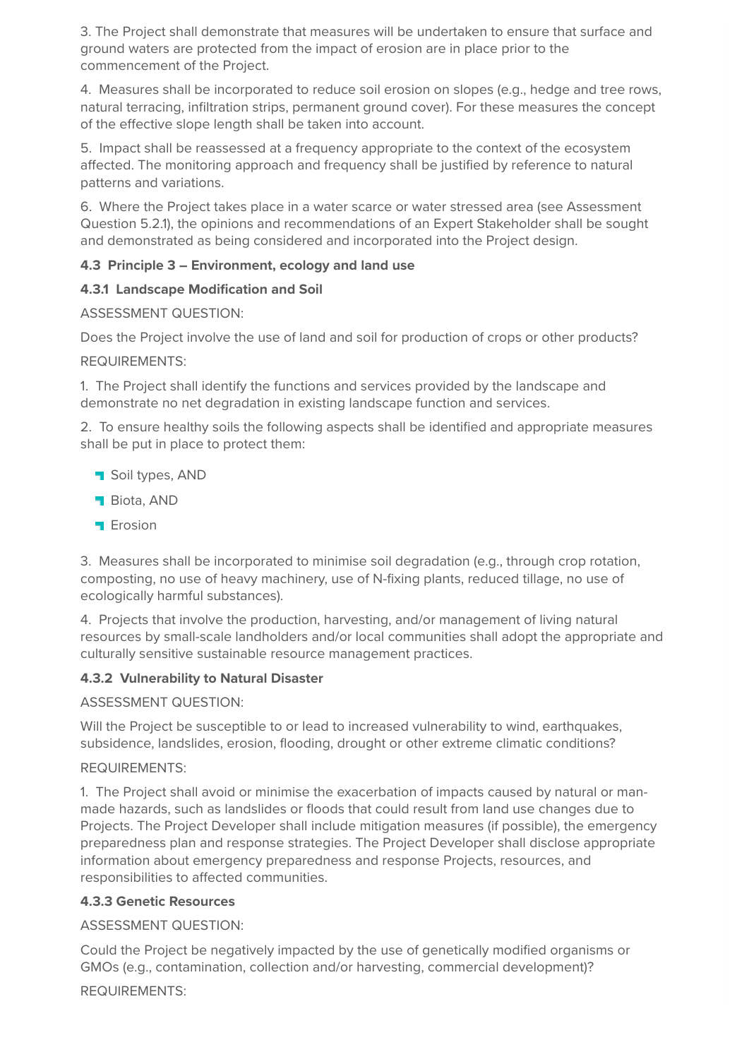3. The Project shall demonstrate that measures will be undertaken to ensure that surface and ground waters are protected from the impact of erosion are in place prior to the commencement of the Project.

4. Measures shall be incorporated to reduce soil erosion on slopes (e.g., hedge and tree rows, natural terracing, infiltration strips, permanent ground cover). For these measures the concept of the effective slope length shall be taken into account.

5. Impact shall be reassessed at a frequency appropriate to the context of the ecosystem affected. The monitoring approach and frequency shall be justified by reference to natural patterns and variations.

6. Where the Project takes place in a water scarce or water stressed area (see Assessment Question 5.2.1), the opinions and recommendations of an Expert Stakeholder shall be sought and demonstrated as being considered and incorporated into the Project design.

### 4.3 Principle 3 – Environment, ecology and land use

#### 4.3.1 Landscape Modification and Soil

ASSESSMENT QUESTION:

Does the Project involve the use of land and soil for production of crops or other products?

REQUIREMENTS:

1. The Project shall identify the functions and services provided by the landscape and demonstrate no net degradation in existing landscape function and services.

2. To ensure healthy soils the following aspects shall be identified and appropriate measures shall be put in place to protect them:

- Soil types, AND
- Biota, AND
- Erosion

3. Measures shall be incorporated to minimise soil degradation (e.g., through crop rotation, composting, no use of heavy machinery, use of N-fixing plants, reduced tillage, no use of ecologically harmful substances).

4. Projects that involve the production, harvesting, and/or management of living natural resources by small-scale landholders and/or local communities shall adopt the appropriate and culturally sensitive sustainable resource management practices.

#### 4.3.2 Vulnerability to Natural Disaster

ASSESSMENT QUESTION:

Will the Project be susceptible to or lead to increased vulnerability to wind, earthquakes, subsidence, landslides, erosion, flooding, drought or other extreme climatic conditions?

REQUIREMENTS:

1. The Project shall avoid or minimise the exacerbation of impacts caused by natural or man-made hazards, such as landslides or floods that could result from land use changes due to Projects. The Project Developer shall include mitigation measures (if possible), the emergency preparedness plan and response strategies. The Project Developer shall disclose appropriate information about emergency preparedness and response Projects, resources, and responsibilities to affected communities.

#### 4.3.3 Genetic Resources

ASSESSMENT QUESTION:

Could the Project be negatively impacted by the use of genetically modified organisms or GMOs (e.g., contamination, collection and/or harvesting, commercial development)?

REQUIREMENTS: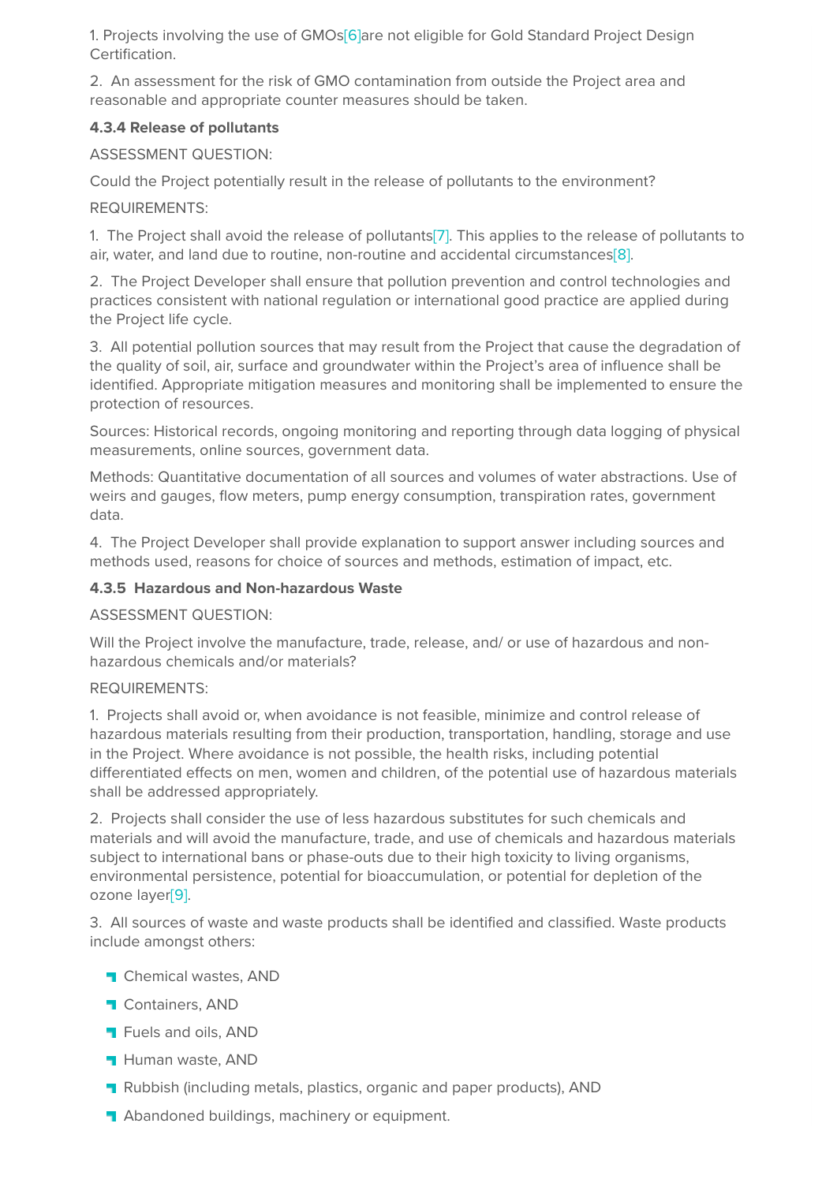1. Projects involving the use of GMOs[6]are not eligible for Gold Standard Project Design Certification.

2. An assessment for the risk of GMO contamination from outside the Project area and reasonable and appropriate counter measures should be taken.

#### 4.3.4 Release of pollutants

ASSESSMENT QUESTION:

Could the Project potentially result in the release of pollutants to the environment?

REQUIREMENTS:

1. The Project shall avoid the release of pollutants[7]. This applies to the release of pollutants to air, water, and land due to routine, non-routine and accidental circumstances[8].

2. The Project Developer shall ensure that pollution prevention and control technologies and practices consistent with national regulation or international good practice are applied during the Project life cycle.

3. All potential pollution sources that may result from the Project that cause the degradation of the quality of soil, air, surface and groundwater within the Project's area of influence shall be identified. Appropriate mitigation measures and monitoring shall be implemented to ensure the protection of resources.

Sources: Historical records, ongoing monitoring and reporting through data logging of physical measurements, online sources, government data.

Methods: Quantitative documentation of all sources and volumes of water abstractions. Use of weirs and gauges, flow meters, pump energy consumption, transpiration rates, government data.

4. The Project Developer shall provide explanation to support answer including sources and methods used, reasons for choice of sources and methods, estimation of impact, etc.

#### 4.3.5 Hazardous and Non-hazardous Waste

ASSESSMENT QUESTION:

Will the Project involve the manufacture, trade, release, and/ or use of hazardous and non-hazardous chemicals and/or materials?

REQUIREMENTS:

1. Projects shall avoid or, when avoidance is not feasible, minimize and control release of hazardous materials resulting from their production, transportation, handling, storage and use in the Project. Where avoidance is not possible, the health risks, including potential differentiated effects on men, women and children, of the potential use of hazardous materials shall be addressed appropriately.

2. Projects shall consider the use of less hazardous substitutes for such chemicals and materials and will avoid the manufacture, trade, and use of chemicals and hazardous materials subject to international bans or phase-outs due to their high toxicity to living organisms, environmental persistence, potential for bioaccumulation, or potential for depletion of the ozone layer[9].

3. All sources of waste and waste products shall be identified and classified. Waste products include amongst others:

- Chemical wastes, AND
- Containers, AND
- Fuels and oils, AND
- Human waste, AND
- Rubbish (including metals, plastics, organic and paper products), AND
- Abandoned buildings, machinery or equipment.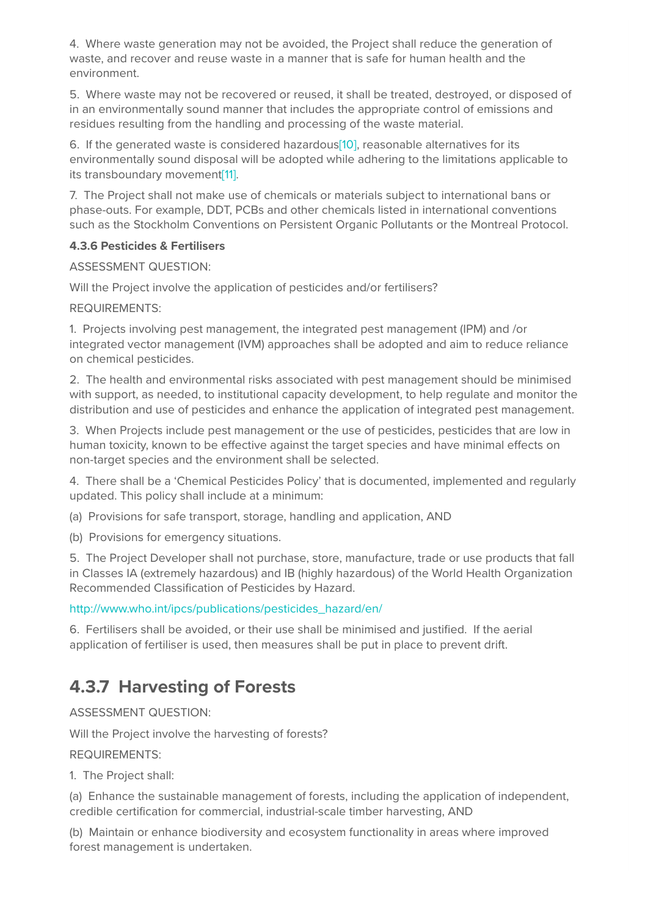4. Where waste generation may not be avoided, the Project shall reduce the generation of waste, and recover and reuse waste in a manner that is safe for human health and the environment.

5. Where waste may not be recovered or reused, it shall be treated, destroyed, or disposed of in an environmentally sound manner that includes the appropriate control of emissions and residues resulting from the handling and processing of the waste material.

6. If the generated waste is considered hazardous[10], reasonable alternatives for its environmentally sound disposal will be adopted while adhering to the limitations applicable to its transboundary movement[11].

7. The Project shall not make use of chemicals or materials subject to international bans or phase-outs. For example, DDT, PCBs and other chemicals listed in international conventions such as the Stockholm Conventions on Persistent Organic Pollutants or the Montreal Protocol.

**4.3.6 Pesticides & Fertilisers**

ASSESSMENT QUESTION:

Will the Project involve the application of pesticides and/or fertilisers?

REQUIREMENTS:

1. Projects involving pest management, the integrated pest management (IPM) and /or integrated vector management (IVM) approaches shall be adopted and aim to reduce reliance on chemical pesticides.

2. The health and environmental risks associated with pest management should be minimised with support, as needed, to institutional capacity development, to help regulate and monitor the distribution and use of pesticides and enhance the application of integrated pest management.

3. When Projects include pest management or the use of pesticides, pesticides that are low in human toxicity, known to be effective against the target species and have minimal effects on non-target species and the environment shall be selected.

4. There shall be a 'Chemical Pesticides Policy' that is documented, implemented and regularly updated. This policy shall include at a minimum:

(a) Provisions for safe transport, storage, handling and application, AND

(b) Provisions for emergency situations.

5. The Project Developer shall not purchase, store, manufacture, trade or use products that fall in Classes IA (extremely hazardous) and IB (highly hazardous) of the World Health Organization Recommended Classification of Pesticides by Hazard.

http://www.who.int/ipcs/publications/pesticides_hazard/en/

6. Fertilisers shall be avoided, or their use shall be minimised and justified. If the aerial application of fertiliser is used, then measures shall be put in place to prevent drift.

## 4.3.7 Harvesting of Forests

ASSESSMENT QUESTION:

Will the Project involve the harvesting of forests?

REQUIREMENTS:

1. The Project shall:

(a) Enhance the sustainable management of forests, including the application of independent, credible certification for commercial, industrial-scale timber harvesting, AND

(b) Maintain or enhance biodiversity and ecosystem functionality in areas where improved forest management is undertaken.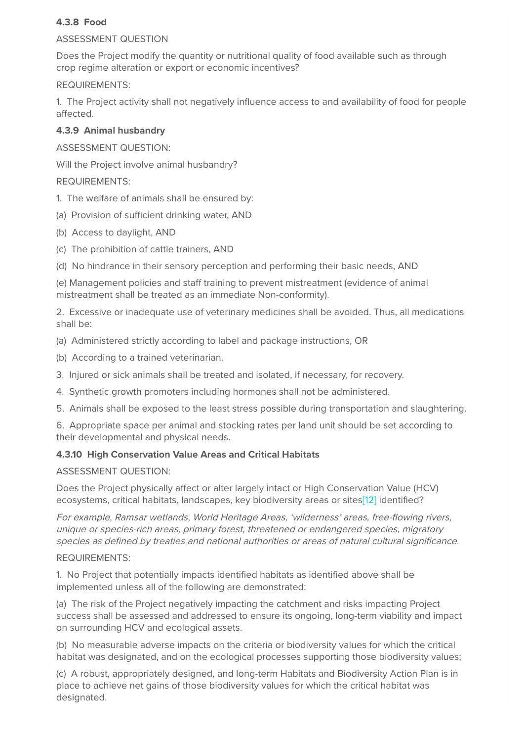#### 4.3.8 Food

ASSESSMENT QUESTION

Does the Project modify the quantity or nutritional quality of food available such as through crop regime alteration or export or economic incentives?

REQUIREMENTS:

1. The Project activity shall not negatively influence access to and availability of food for people affected.

#### 4.3.9 Animal husbandry

ASSESSMENT QUESTION:

Will the Project involve animal husbandry?

REQUIREMENTS:

1. The welfare of animals shall be ensured by:

(a) Provision of sufficient drinking water, AND

(b) Access to daylight, AND

(c) The prohibition of cattle trainers, AND

(d) No hindrance in their sensory perception and performing their basic needs, AND

(e) Management policies and staff training to prevent mistreatment (evidence of animal mistreatment shall be treated as an immediate Non-conformity).

2. Excessive or inadequate use of veterinary medicines shall be avoided. Thus, all medications shall be:

(a) Administered strictly according to label and package instructions, OR

(b) According to a trained veterinarian.

3. Injured or sick animals shall be treated and isolated, if necessary, for recovery.

4. Synthetic growth promoters including hormones shall not be administered.

5. Animals shall be exposed to the least stress possible during transportation and slaughtering.

6. Appropriate space per animal and stocking rates per land unit should be set according to their developmental and physical needs.

#### 4.3.10 High Conservation Value Areas and Critical Habitats

ASSESSMENT QUESTION:

Does the Project physically affect or alter largely intact or High Conservation Value (HCV) ecosystems, critical habitats, landscapes, key biodiversity areas or sites[12] identified?

*For example, Ramsar wetlands, World Heritage Areas, 'wilderness' areas, free-flowing rivers, unique or species-rich areas, primary forest, threatened or endangered species, migratory species as defined by treaties and national authorities or areas of natural cultural significance.*

REQUIREMENTS:

1. No Project that potentially impacts identified habitats as identified above shall be implemented unless all of the following are demonstrated:

(a) The risk of the Project negatively impacting the catchment and risks impacting Project success shall be assessed and addressed to ensure its ongoing, long-term viability and impact on surrounding HCV and ecological assets.

(b) No measurable adverse impacts on the criteria or biodiversity values for which the critical habitat was designated, and on the ecological processes supporting those biodiversity values;

(c) A robust, appropriately designed, and long-term Habitats and Biodiversity Action Plan is in place to achieve net gains of those biodiversity values for which the critical habitat was designated.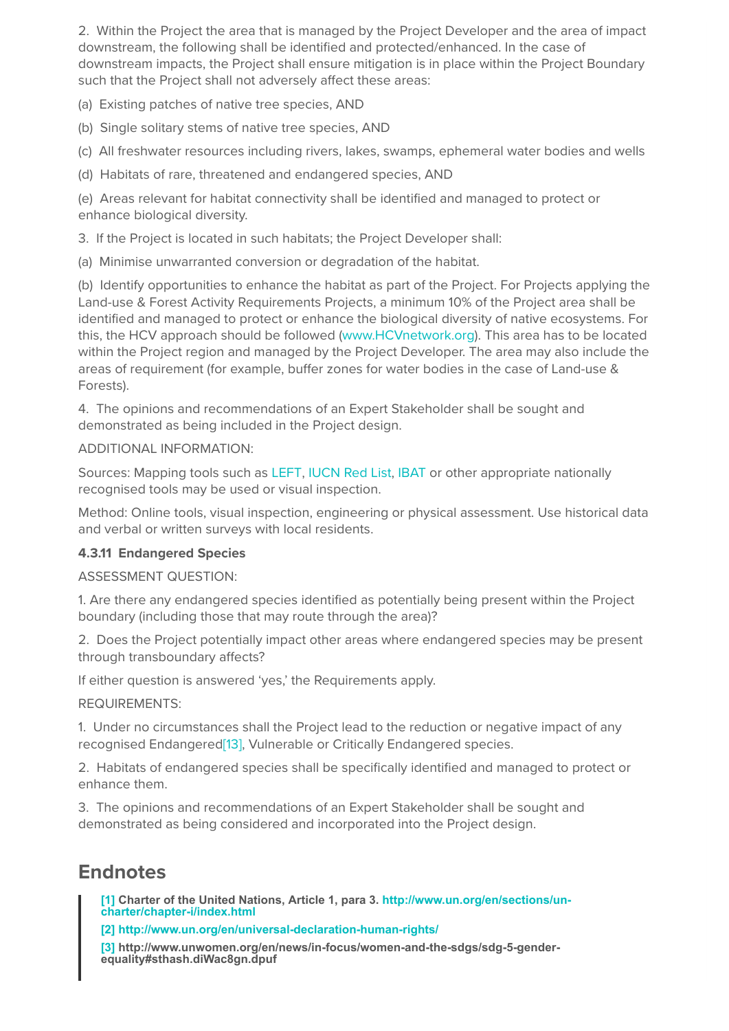2. Within the Project the area that is managed by the Project Developer and the area of impact downstream, the following shall be identified and protected/enhanced. In the case of downstream impacts, the Project shall ensure mitigation is in place within the Project Boundary such that the Project shall not adversely affect these areas:

(a) Existing patches of native tree species, AND

(b) Single solitary stems of native tree species, AND

(c) All freshwater resources including rivers, lakes, swamps, ephemeral water bodies and wells

(d) Habitats of rare, threatened and endangered species, AND

(e) Areas relevant for habitat connectivity shall be identified and managed to protect or enhance biological diversity.

3. If the Project is located in such habitats; the Project Developer shall:

(a) Minimise unwarranted conversion or degradation of the habitat.

(b) Identify opportunities to enhance the habitat as part of the Project. For Projects applying the Land-use & Forest Activity Requirements Projects, a minimum 10% of the Project area shall be identified and managed to protect or enhance the biological diversity of native ecosystems. For this, the HCV approach should be followed (www.HCVnetwork.org). This area has to be located within the Project region and managed by the Project Developer. The area may also include the areas of requirement (for example, buffer zones for water bodies in the case of Land-use & Forests).

4. The opinions and recommendations of an Expert Stakeholder shall be sought and demonstrated as being included in the Project design.

ADDITIONAL INFORMATION:

Sources: Mapping tools such as LEFT, IUCN Red List, IBAT or other appropriate nationally recognised tools may be used or visual inspection.

Method: Online tools, visual inspection, engineering or physical assessment. Use historical data and verbal or written surveys with local residents.

**4.3.11 Endangered Species**

ASSESSMENT QUESTION:

1. Are there any endangered species identified as potentially being present within the Project boundary (including those that may route through the area)?

2. Does the Project potentially impact other areas where endangered species may be present through transboundary affects?

If either question is answered 'yes,' the Requirements apply.

REQUIREMENTS:

1. Under no circumstances shall the Project lead to the reduction or negative impact of any recognised Endangered[13], Vulnerable or Critically Endangered species.

2. Habitats of endangered species shall be specifically identified and managed to protect or enhance them.

3. The opinions and recommendations of an Expert Stakeholder shall be sought and demonstrated as being considered and incorporated into the Project design.

## Endnotes

**[1] Charter of the United Nations, Article 1, para 3. http://www.un.org/en/sections/un-charter/chapter-i/index.html**

**[2] http://www.un.org/en/universal-declaration-human-rights/**

**[3] http://www.unwomen.org/en/news/in-focus/women-and-the-sdgs/sdg-5-gender-equality#sthash.diWac8gn.dpuf**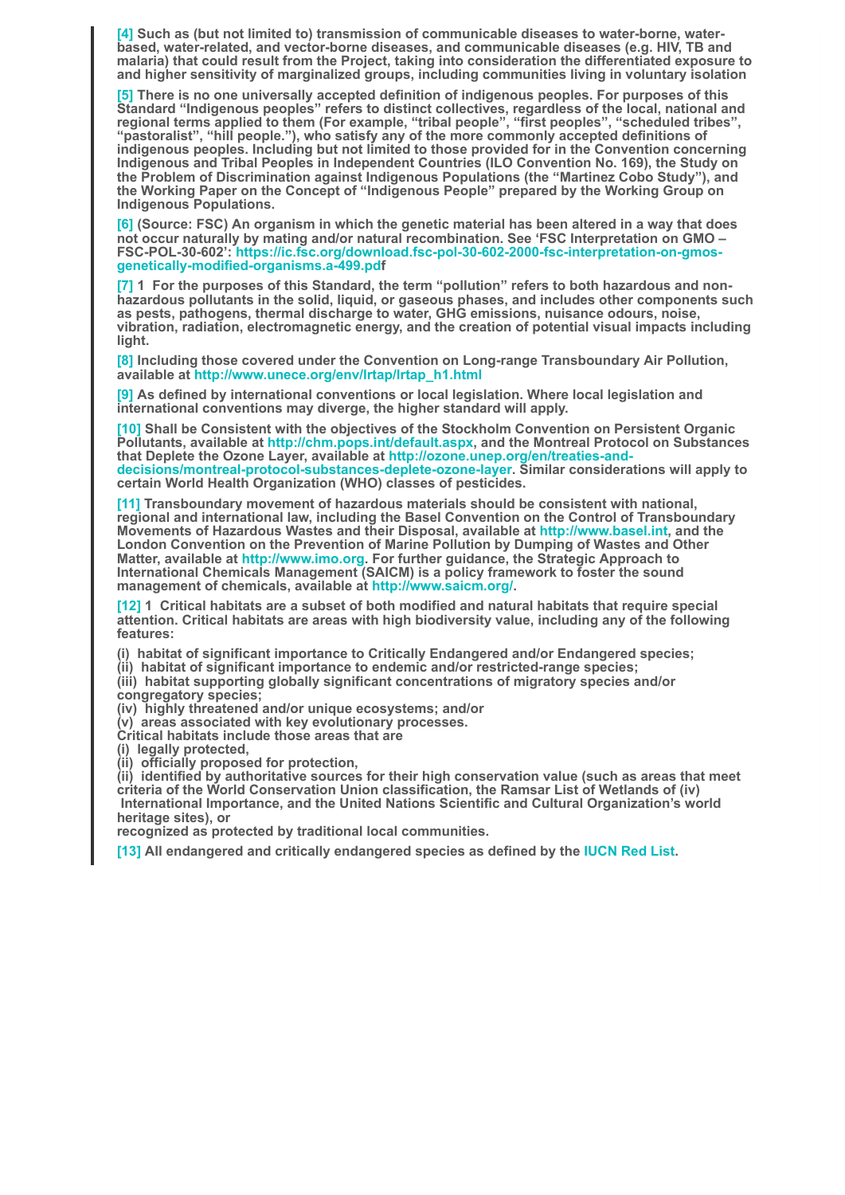[4] Such as (but not limited to) transmission of communicable diseases to water-borne, water-based, water-related, and vector-borne diseases, and communicable diseases (e.g. HIV, TB and malaria) that could result from the Project, taking into consideration the differentiated exposure to and higher sensitivity of marginalized groups, including communities living in voluntary isolation

[5] There is no one universally accepted definition of indigenous peoples. For purposes of this Standard "Indigenous peoples" refers to distinct collectives, regardless of the local, national and regional terms applied to them (For example, "tribal people", "first peoples", "scheduled tribes", "pastoralist", "hill people."), who satisfy any of the more commonly accepted definitions of indigenous peoples. Including but not limited to those provided for in the Convention concerning Indigenous and Tribal Peoples in Independent Countries (ILO Convention No. 169), the Study on the Problem of Discrimination against Indigenous Populations (the "Martinez Cobo Study"), and the Working Paper on the Concept of "Indigenous People" prepared by the Working Group on Indigenous Populations.

[6] (Source: FSC) An organism in which the genetic material has been altered in a way that does not occur naturally by mating and/or natural recombination. See 'FSC Interpretation on GMO – FSC-POL-30-602': https://ic.fsc.org/download.fsc-pol-30-602-2000-fsc-interpretation-on-gmos-genetically-modified-organisms.a-499.pdf

[7] 1 For the purposes of this Standard, the term "pollution" refers to both hazardous and non-hazardous pollutants in the solid, liquid, or gaseous phases, and includes other components such as pests, pathogens, thermal discharge to water, GHG emissions, nuisance odours, noise, vibration, radiation, electromagnetic energy, and the creation of potential visual impacts including light.

[8] Including those covered under the Convention on Long-range Transboundary Air Pollution, available at http://www.unece.org/env/lrtap/lrtap_h1.html

[9] As defined by international conventions or local legislation. Where local legislation and international conventions may diverge, the higher standard will apply.

[10] Shall be Consistent with the objectives of the Stockholm Convention on Persistent Organic Pollutants, available at http://chm.pops.int/default.aspx, and the Montreal Protocol on Substances that Deplete the Ozone Layer, available at http://ozone.unep.org/en/treaties-and-decisions/montreal-protocol-substances-deplete-ozone-layer. Similar considerations will apply to certain World Health Organization (WHO) classes of pesticides.

[11] Transboundary movement of hazardous materials should be consistent with national, regional and international law, including the Basel Convention on the Control of Transboundary Movements of Hazardous Wastes and their Disposal, available at http://www.basel.int, and the London Convention on the Prevention of Marine Pollution by Dumping of Wastes and Other Matter, available at http://www.imo.org. For further guidance, the Strategic Approach to International Chemicals Management (SAICM) is a policy framework to foster the sound management of chemicals, available at http://www.saicm.org/.

[12] 1 Critical habitats are a subset of both modified and natural habitats that require special attention. Critical habitats are areas with high biodiversity value, including any of the following features:

(i) habitat of significant importance to Critically Endangered and/or Endangered species;
(ii) habitat of significant importance to endemic and/or restricted-range species;
(iii) habitat supporting globally significant concentrations of migratory species and/or congregatory species;
(iv) highly threatened and/or unique ecosystems; and/or
(v) areas associated with key evolutionary processes.
Critical habitats include those areas that are
(i) legally protected,
(ii) officially proposed for protection,
(ii) identified by authoritative sources for their high conservation value (such as areas that meet criteria of the World Conservation Union classification, the Ramsar List of Wetlands of (iv) International Importance, and the United Nations Scientific and Cultural Organization's world heritage sites), or
recognized as protected by traditional local communities.

[13] All endangered and critically endangered species as defined by the IUCN Red List.